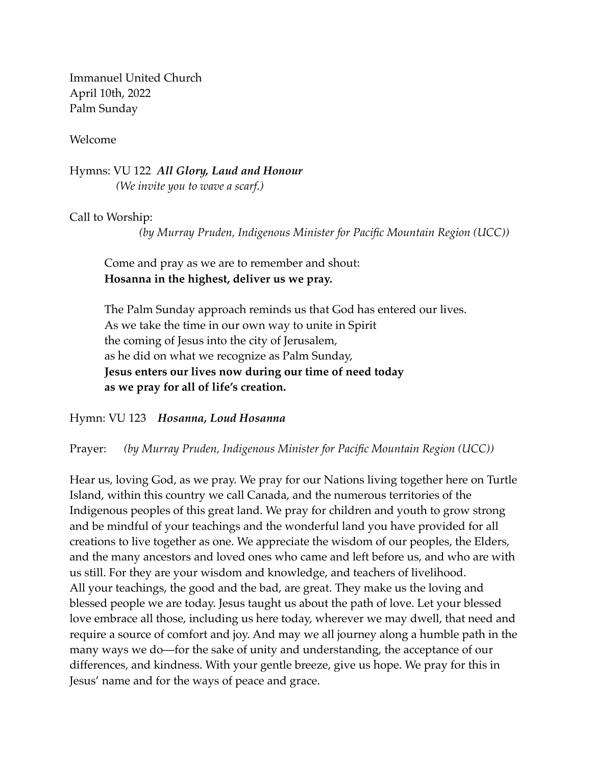Immanuel United Church
April 10th, 2022
Palm Sunday

Welcome

Hymns: VU 122 ***All Glory, Laud and Honour***
*(We invite you to wave a scarf.)*

Call to Worship:
*(by Murray Pruden, Indigenous Minister for Pacific Mountain Region (UCC))*

> Come and pray as we are to remember and shout:
> **Hosanna in the highest, deliver us we pray.**
>
> The Palm Sunday approach reminds us that God has entered our lives.
> As we take the time in our own way to unite in Spirit
> the coming of Jesus into the city of Jerusalem,
> as he did on what we recognize as Palm Sunday,
> **Jesus enters our lives now during our time of need today**
> **as we pray for all of life's creation.**

Hymn: VU 123 ***Hosanna, Loud Hosanna***

Prayer: *(by Murray Pruden, Indigenous Minister for Pacific Mountain Region (UCC))*

Hear us, loving God, as we pray. We pray for our Nations living together here on Turtle Island, within this country we call Canada, and the numerous territories of the Indigenous peoples of this great land. We pray for children and youth to grow strong and be mindful of your teachings and the wonderful land you have provided for all creations to live together as one. We appreciate the wisdom of our peoples, the Elders, and the many ancestors and loved ones who came and left before us, and who are with us still. For they are your wisdom and knowledge, and teachers of livelihood. All your teachings, the good and the bad, are great. They make us the loving and blessed people we are today. Jesus taught us about the path of love. Let your blessed love embrace all those, including us here today, wherever we may dwell, that need and require a source of comfort and joy. And may we all journey along a humble path in the many ways we do—for the sake of unity and understanding, the acceptance of our differences, and kindness. With your gentle breeze, give us hope. We pray for this in Jesus' name and for the ways of peace and grace.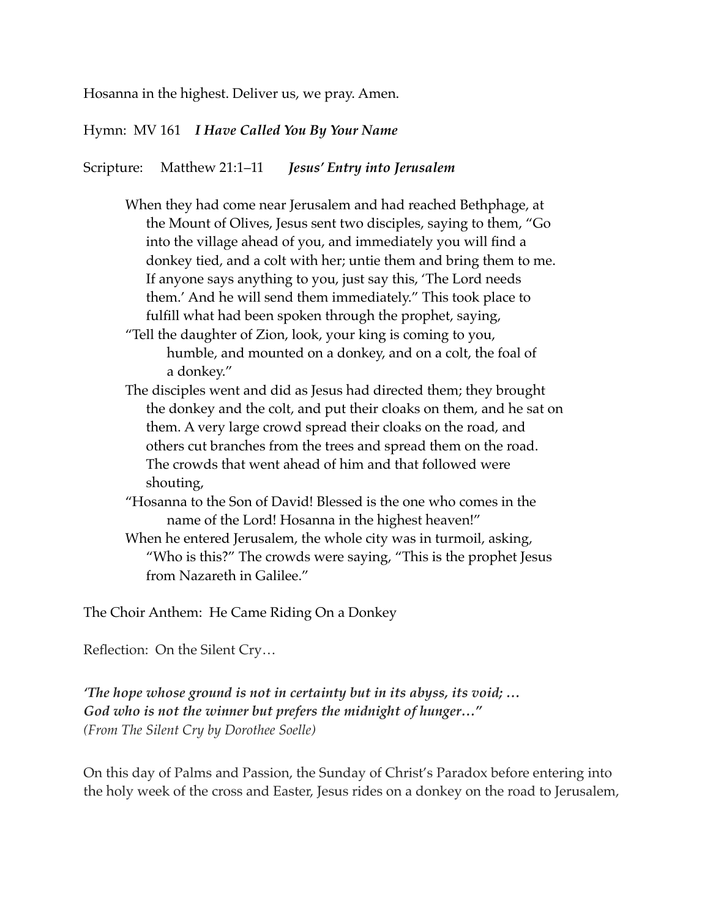Hosanna in the highest. Deliver us, we pray. Amen.

Hymn: MV 161 ***I Have Called You By Your Name***

Scripture: Matthew 21:1–11 ***Jesus' Entry into Jerusalem***

> When they had come near Jerusalem and had reached Bethphage, at the Mount of Olives, Jesus sent two disciples, saying to them, "Go into the village ahead of you, and immediately you will find a donkey tied, and a colt with her; untie them and bring them to me. If anyone says anything to you, just say this, 'The Lord needs them.' And he will send them immediately." This took place to fulfill what had been spoken through the prophet, saying,
>
> "Tell the daughter of Zion, look, your king is coming to you,
> humble, and mounted on a donkey, and on a colt, the foal of a donkey."
>
> The disciples went and did as Jesus had directed them; they brought the donkey and the colt, and put their cloaks on them, and he sat on them. A very large crowd spread their cloaks on the road, and others cut branches from the trees and spread them on the road. The crowds that went ahead of him and that followed were shouting,
>
> "Hosanna to the Son of David! Blessed is the one who comes in the name of the Lord! Hosanna in the highest heaven!"
>
> When he entered Jerusalem, the whole city was in turmoil, asking, "Who is this?" The crowds were saying, "This is the prophet Jesus from Nazareth in Galilee."

The Choir Anthem: He Came Riding On a Donkey

Reflection: On the Silent Cry…

***'The hope whose ground is not in certainty but in its abyss, its void; …***
***God who is not the winner but prefers the midnight of hunger…"***
*(From The Silent Cry by Dorothee Soelle)*

On this day of Palms and Passion, the Sunday of Christ's Paradox before entering into the holy week of the cross and Easter, Jesus rides on a donkey on the road to Jerusalem,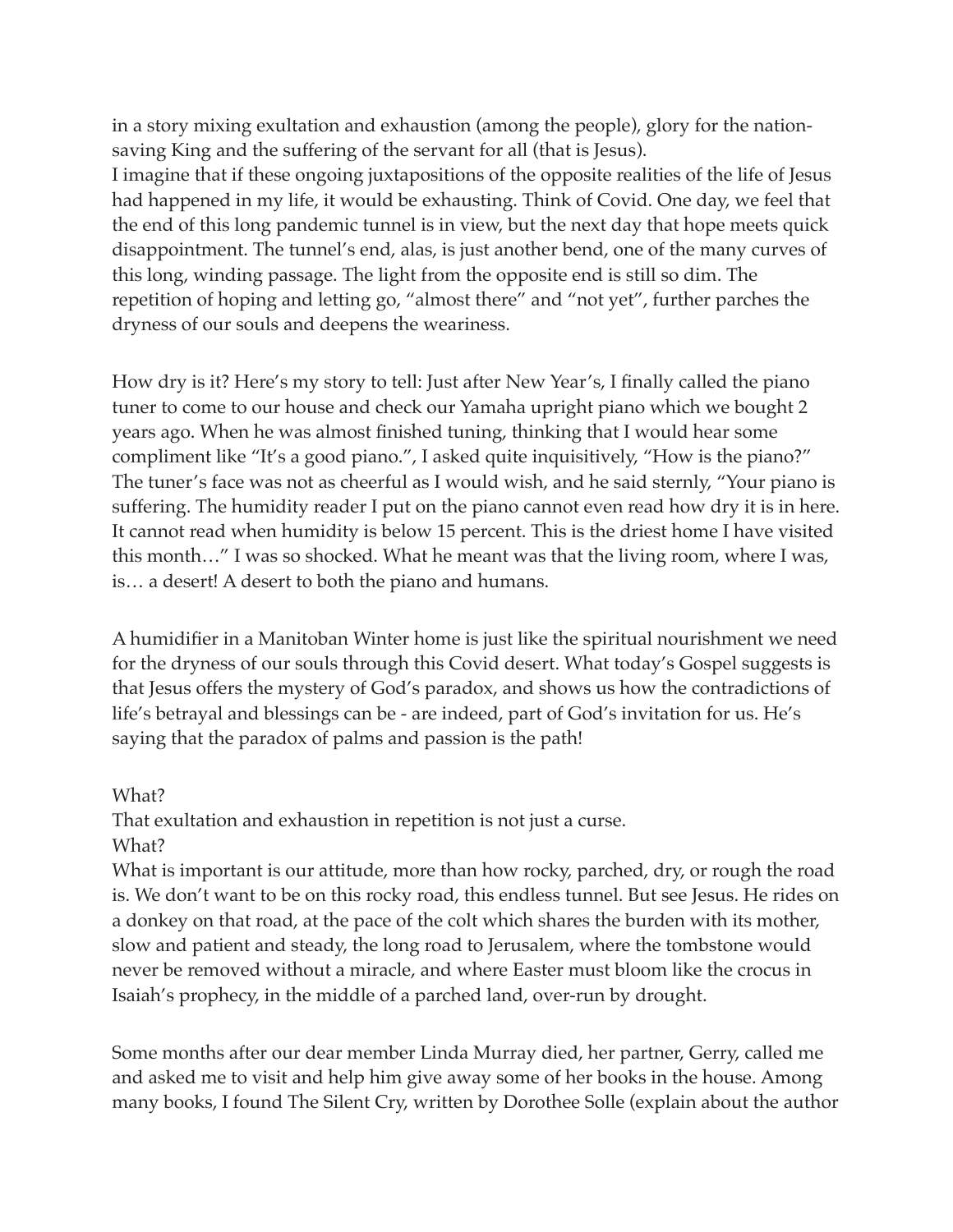in a story mixing exultation and exhaustion (among the people), glory for the nation-saving King and the suffering of the servant for all (that is Jesus).
I imagine that if these ongoing juxtapositions of the opposite realities of the life of Jesus had happened in my life, it would be exhausting. Think of Covid. One day, we feel that the end of this long pandemic tunnel is in view, but the next day that hope meets quick disappointment. The tunnel's end, alas, is just another bend, one of the many curves of this long, winding passage. The light from the opposite end is still so dim. The repetition of hoping and letting go, "almost there" and "not yet", further parches the dryness of our souls and deepens the weariness.

How dry is it? Here's my story to tell: Just after New Year's, I finally called the piano tuner to come to our house and check our Yamaha upright piano which we bought 2 years ago. When he was almost finished tuning, thinking that I would hear some compliment like "It's a good piano.", I asked quite inquisitively, "How is the piano?" The tuner's face was not as cheerful as I would wish, and he said sternly, "Your piano is suffering. The humidity reader I put on the piano cannot even read how dry it is in here. It cannot read when humidity is below 15 percent. This is the driest home I have visited this month…" I was so shocked. What he meant was that the living room, where I was, is… a desert! A desert to both the piano and humans.

A humidifier in a Manitoban Winter home is just like the spiritual nourishment we need for the dryness of our souls through this Covid desert. What today's Gospel suggests is that Jesus offers the mystery of God's paradox, and shows us how the contradictions of life's betrayal and blessings can be - are indeed, part of God's invitation for us. He's saying that the paradox of palms and passion is the path!

What?
That exultation and exhaustion in repetition is not just a curse.
What?
What is important is our attitude, more than how rocky, parched, dry, or rough the road is. We don't want to be on this rocky road, this endless tunnel. But see Jesus. He rides on a donkey on that road, at the pace of the colt which shares the burden with its mother, slow and patient and steady, the long road to Jerusalem, where the tombstone would never be removed without a miracle, and where Easter must bloom like the crocus in Isaiah's prophecy, in the middle of a parched land, over-run by drought.

Some months after our dear member Linda Murray died, her partner, Gerry, called me and asked me to visit and help him give away some of her books in the house. Among many books, I found The Silent Cry, written by Dorothee Solle (explain about the author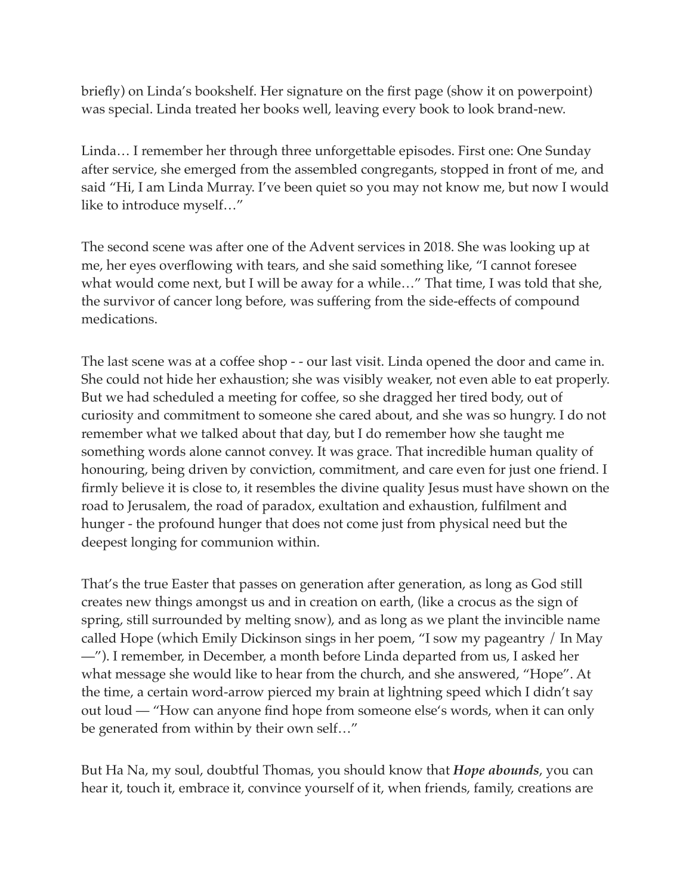briefly) on Linda's bookshelf. Her signature on the first page (show it on powerpoint) was special. Linda treated her books well, leaving every book to look brand-new.

Linda… I remember her through three unforgettable episodes. First one: One Sunday after service, she emerged from the assembled congregants, stopped in front of me, and said "Hi, I am Linda Murray. I've been quiet so you may not know me, but now I would like to introduce myself…"

The second scene was after one of the Advent services in 2018. She was looking up at me, her eyes overflowing with tears, and she said something like, "I cannot foresee what would come next, but I will be away for a while…" That time, I was told that she, the survivor of cancer long before, was suffering from the side-effects of compound medications.

The last scene was at a coffee shop - - our last visit. Linda opened the door and came in. She could not hide her exhaustion; she was visibly weaker, not even able to eat properly. But we had scheduled a meeting for coffee, so she dragged her tired body, out of curiosity and commitment to someone she cared about, and she was so hungry. I do not remember what we talked about that day, but I do remember how she taught me something words alone cannot convey. It was grace. That incredible human quality of honouring, being driven by conviction, commitment, and care even for just one friend. I firmly believe it is close to, it resembles the divine quality Jesus must have shown on the road to Jerusalem, the road of paradox, exultation and exhaustion, fulfilment and hunger - the profound hunger that does not come just from physical need but the deepest longing for communion within.

That's the true Easter that passes on generation after generation, as long as God still creates new things amongst us and in creation on earth, (like a crocus as the sign of spring, still surrounded by melting snow), and as long as we plant the invincible name called Hope (which Emily Dickinson sings in her poem, "I sow my pageantry / In May —"). I remember, in December, a month before Linda departed from us, I asked her what message she would like to hear from the church, and she answered, "Hope". At the time, a certain word-arrow pierced my brain at lightning speed which I didn't say out loud — "How can anyone find hope from someone else's words, when it can only be generated from within by their own self…"

But Ha Na, my soul, doubtful Thomas, you should know that ***Hope abounds***, you can hear it, touch it, embrace it, convince yourself of it, when friends, family, creations are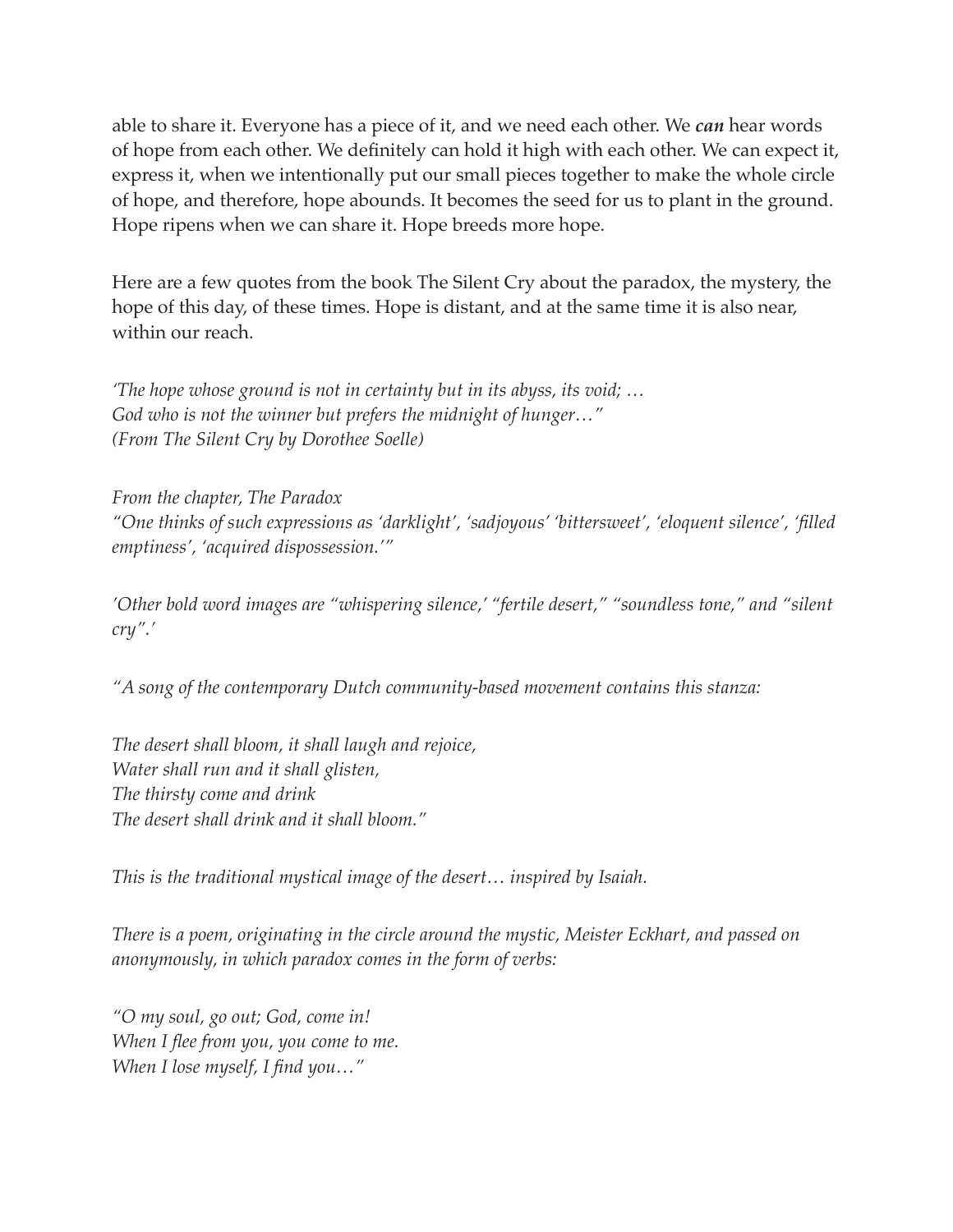able to share it. Everyone has a piece of it, and we need each other. We ***can*** hear words of hope from each other. We definitely can hold it high with each other. We can expect it, express it, when we intentionally put our small pieces together to make the whole circle of hope, and therefore, hope abounds. It becomes the seed for us to plant in the ground. Hope ripens when we can share it. Hope breeds more hope.

Here are a few quotes from the book The Silent Cry about the paradox, the mystery, the hope of this day, of these times. Hope is distant, and at the same time it is also near, within our reach.

*'The hope whose ground is not in certainty but in its abyss, its void; …*
*God who is not the winner but prefers the midnight of hunger…"*
*(From The Silent Cry by Dorothee Soelle)*

*From the chapter, The Paradox*
*"One thinks of such expressions as 'darklight', 'sadjoyous' 'bittersweet', 'eloquent silence', 'filled emptiness', 'acquired dispossession.'"*

*'Other bold word images are "whispering silence,' "fertile desert," "soundless tone," and "silent cry".'*

*"A song of the contemporary Dutch community-based movement contains this stanza:*

*The desert shall bloom, it shall laugh and rejoice,*
*Water shall run and it shall glisten,*
*The thirsty come and drink*
*The desert shall drink and it shall bloom."*

*This is the traditional mystical image of the desert… inspired by Isaiah.*

*There is a poem, originating in the circle around the mystic, Meister Eckhart, and passed on anonymously, in which paradox comes in the form of verbs:*

*"O my soul, go out; God, come in!*
*When I flee from you, you come to me.*
*When I lose myself, I find you…"*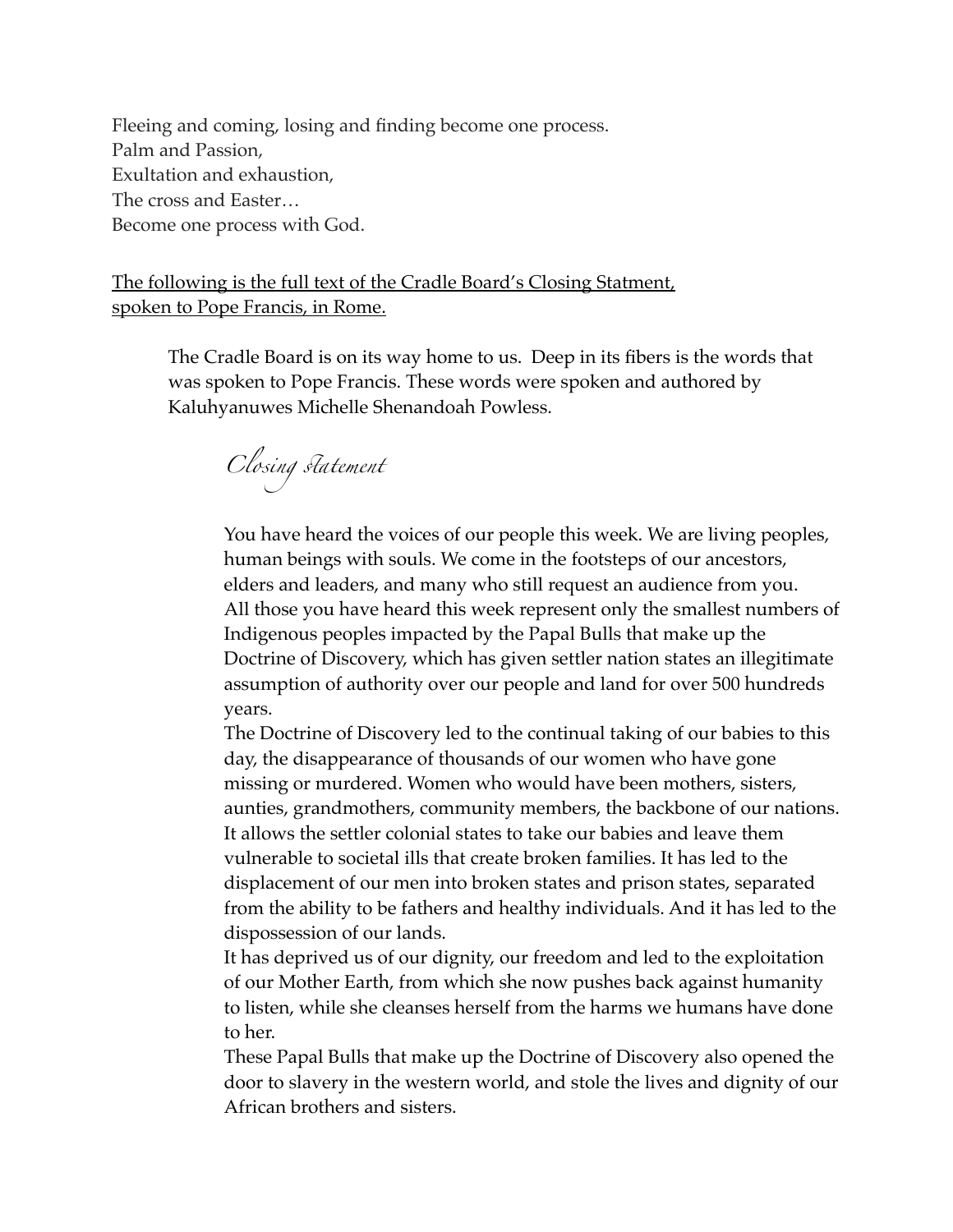Fleeing and coming, losing and finding become one process.
Palm and Passion,
Exultation and exhaustion,
The cross and Easter…
Become one process with God.

<u>The following is the full text of the Cradle Board's Closing Statment, spoken to Pope Francis, in Rome.</u>

> The Cradle Board is on its way home to us. Deep in its fibers is the words that was spoken to Pope Francis. These words were spoken and authored by Kaluhyanuwes Michelle Shenandoah Powless.
>
> *Closing Statement*
>
> You have heard the voices of our people this week. We are living peoples, human beings with souls. We come in the footsteps of our ancestors, elders and leaders, and many who still request an audience from you.
> All those you have heard this week represent only the smallest numbers of Indigenous peoples impacted by the Papal Bulls that make up the Doctrine of Discovery, which has given settler nation states an illegitimate assumption of authority over our people and land for over 500 hundreds years.
> The Doctrine of Discovery led to the continual taking of our babies to this day, the disappearance of thousands of our women who have gone missing or murdered. Women who would have been mothers, sisters, aunties, grandmothers, community members, the backbone of our nations.
> It allows the settler colonial states to take our babies and leave them vulnerable to societal ills that create broken families. It has led to the displacement of our men into broken states and prison states, separated from the ability to be fathers and healthy individuals. And it has led to the dispossession of our lands.
> It has deprived us of our dignity, our freedom and led to the exploitation of our Mother Earth, from which she now pushes back against humanity to listen, while she cleanses herself from the harms we humans have done to her.
> These Papal Bulls that make up the Doctrine of Discovery also opened the door to slavery in the western world, and stole the lives and dignity of our African brothers and sisters.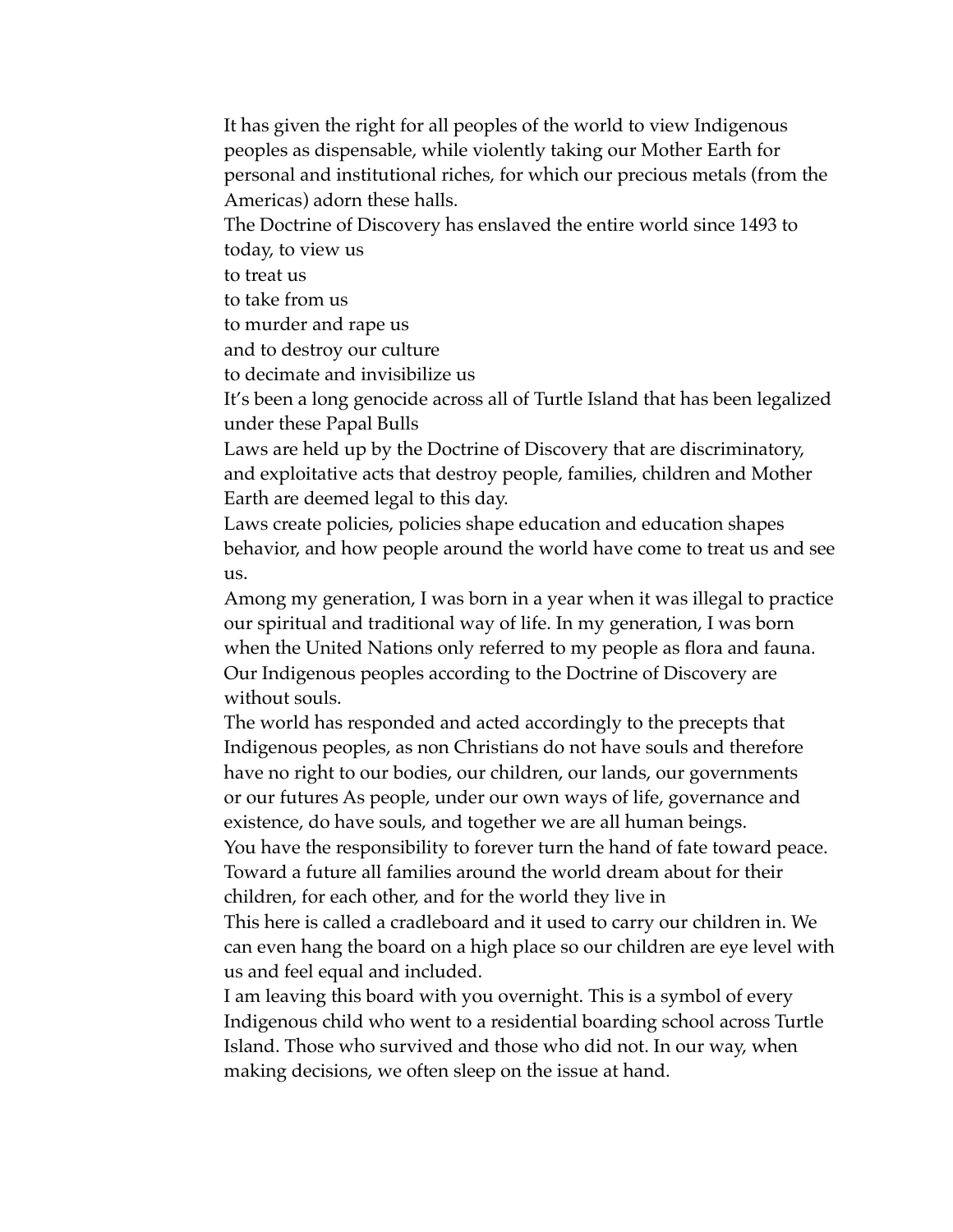It has given the right for all peoples of the world to view Indigenous peoples as dispensable, while violently taking our Mother Earth for personal and institutional riches, for which our precious metals (from the Americas) adorn these halls.

The Doctrine of Discovery has enslaved the entire world since 1493 to today, to view us

to treat us

to take from us

to murder and rape us

and to destroy our culture

to decimate and invisibilize us

It's been a long genocide across all of Turtle Island that has been legalized under these Papal Bulls

Laws are held up by the Doctrine of Discovery that are discriminatory, and exploitative acts that destroy people, families, children and Mother Earth are deemed legal to this day.

Laws create policies, policies shape education and education shapes behavior, and how people around the world have come to treat us and see us.

Among my generation, I was born in a year when it was illegal to practice our spiritual and traditional way of life. In my generation, I was born when the United Nations only referred to my people as flora and fauna. Our Indigenous peoples according to the Doctrine of Discovery are without souls.

The world has responded and acted accordingly to the precepts that Indigenous peoples, as non Christians do not have souls and therefore have no right to our bodies, our children, our lands, our governments or our futures As people, under our own ways of life, governance and existence, do have souls, and together we are all human beings.

You have the responsibility to forever turn the hand of fate toward peace. Toward a future all families around the world dream about for their children, for each other, and for the world they live in

This here is called a cradleboard and it used to carry our children in. We can even hang the board on a high place so our children are eye level with us and feel equal and included.

I am leaving this board with you overnight. This is a symbol of every Indigenous child who went to a residential boarding school across Turtle Island. Those who survived and those who did not. In our way, when making decisions, we often sleep on the issue at hand.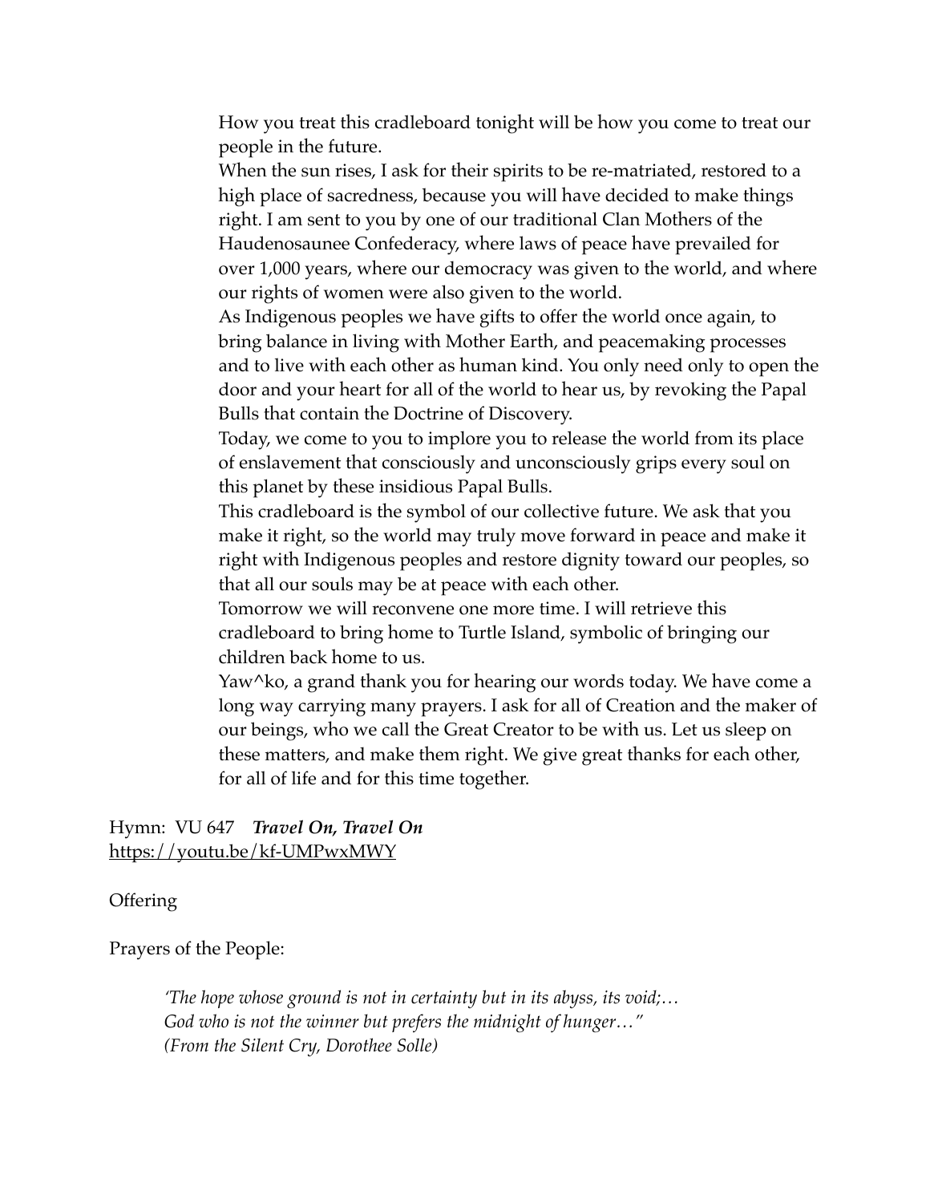> How you treat this cradleboard tonight will be how you come to treat our people in the future.
>
> When the sun rises, I ask for their spirits to be re-matriated, restored to a high place of sacredness, because you will have decided to make things right. I am sent to you by one of our traditional Clan Mothers of the Haudenosaunee Confederacy, where laws of peace have prevailed for over 1,000 years, where our democracy was given to the world, and where our rights of women were also given to the world.
>
> As Indigenous peoples we have gifts to offer the world once again, to bring balance in living with Mother Earth, and peacemaking processes and to live with each other as human kind. You only need only to open the door and your heart for all of the world to hear us, by revoking the Papal Bulls that contain the Doctrine of Discovery.
>
> Today, we come to you to implore you to release the world from its place of enslavement that consciously and unconsciously grips every soul on this planet by these insidious Papal Bulls.
>
> This cradleboard is the symbol of our collective future. We ask that you make it right, so the world may truly move forward in peace and make it right with Indigenous peoples and restore dignity toward our peoples, so that all our souls may be at peace with each other.
>
> Tomorrow we will reconvene one more time. I will retrieve this cradleboard to bring home to Turtle Island, symbolic of bringing our children back home to us.
>
> Yaw^ko, a grand thank you for hearing our words today. We have come a long way carrying many prayers. I ask for all of Creation and the maker of our beings, who we call the Great Creator to be with us. Let us sleep on these matters, and make them right. We give great thanks for each other, for all of life and for this time together.

Hymn: VU 647 ***Travel On, Travel On***
https://youtu.be/kf-UMPwxMWY

Offering

Prayers of the People:

> *'The hope whose ground is not in certainty but in its abyss, its void;…*
> *God who is not the winner but prefers the midnight of hunger…"*
> *(From the Silent Cry, Dorothee Solle)*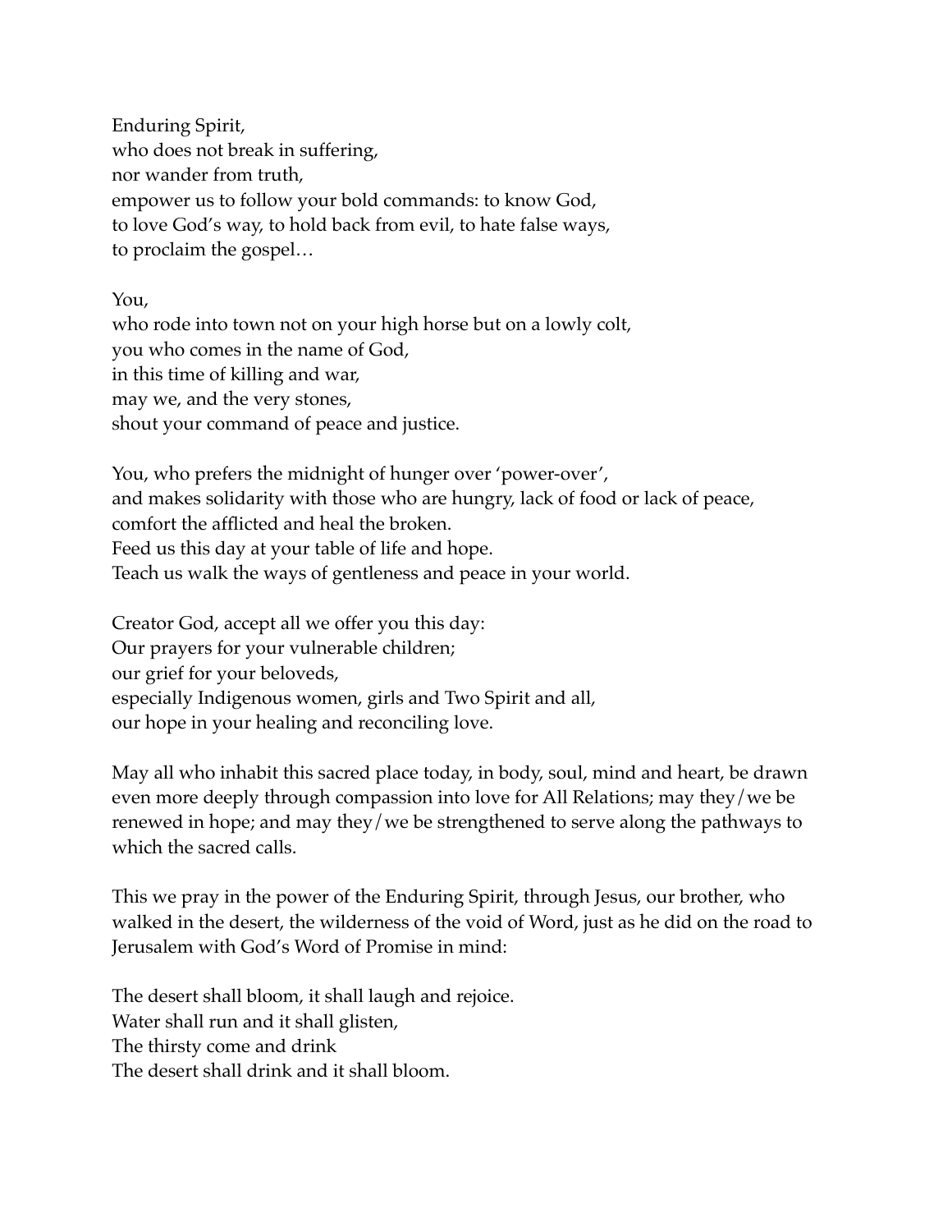Enduring Spirit,
who does not break in suffering,
nor wander from truth,
empower us to follow your bold commands: to know God,
to love God's way, to hold back from evil, to hate false ways,
to proclaim the gospel…

You,
who rode into town not on your high horse but on a lowly colt,
you who comes in the name of God,
in this time of killing and war,
may we, and the very stones,
shout your command of peace and justice.

You, who prefers the midnight of hunger over 'power-over',
and makes solidarity with those who are hungry, lack of food or lack of peace,
comfort the afflicted and heal the broken.
Feed us this day at your table of life and hope.
Teach us walk the ways of gentleness and peace in your world.

Creator God, accept all we offer you this day:
Our prayers for your vulnerable children;
our grief for your beloveds,
especially Indigenous women, girls and Two Spirit and all,
our hope in your healing and reconciling love.

May all who inhabit this sacred place today, in body, soul, mind and heart, be drawn even more deeply through compassion into love for All Relations; may they/we be renewed in hope; and may they/we be strengthened to serve along the pathways to which the sacred calls.

This we pray in the power of the Enduring Spirit, through Jesus, our brother, who walked in the desert, the wilderness of the void of Word, just as he did on the road to Jerusalem with God's Word of Promise in mind:

The desert shall bloom, it shall laugh and rejoice.
Water shall run and it shall glisten,
The thirsty come and drink
The desert shall drink and it shall bloom.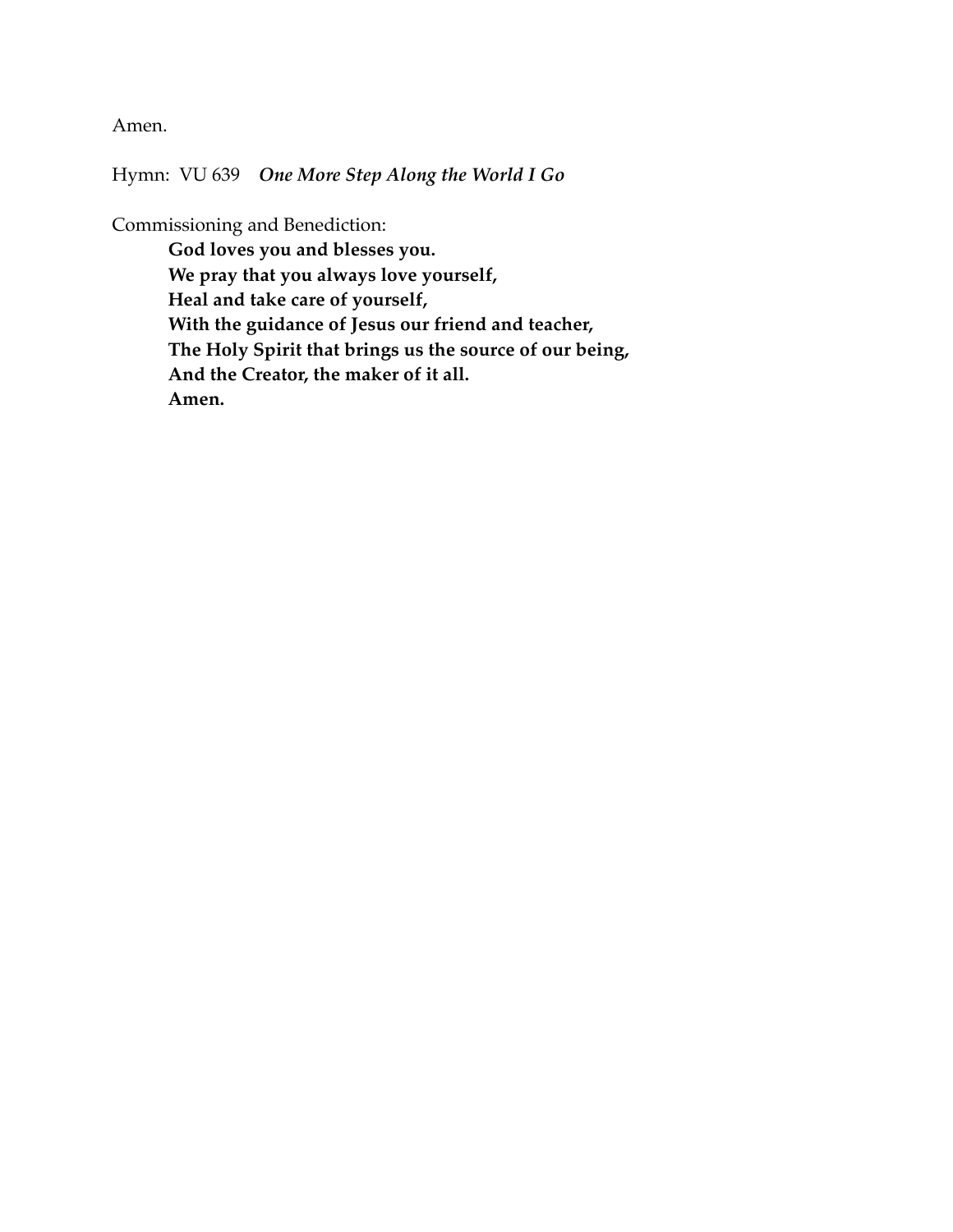Amen.

Hymn: VU 639 ***One More Step Along the World I Go***

Commissioning and Benediction:

> **God loves you and blesses you.**
> **We pray that you always love yourself,**
> **Heal and take care of yourself,**
> **With the guidance of Jesus our friend and teacher,**
> **The Holy Spirit that brings us the source of our being,**
> **And the Creator, the maker of it all.**
> **Amen.**